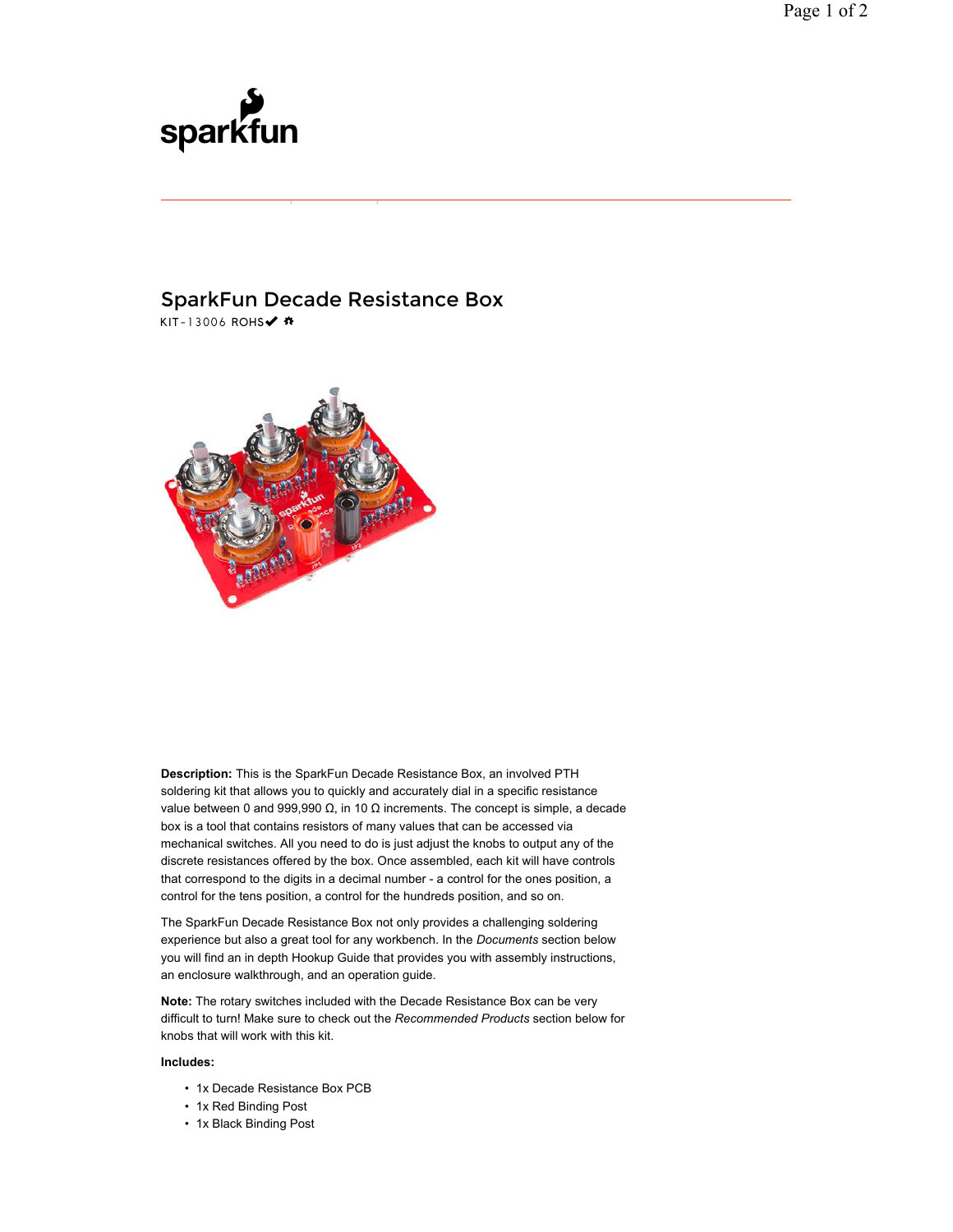# SparkFun Decade Resistance Box

KIT-13006 ROHS✔

**Description:** This is the SparkFun Decade Resistance Box, an involved PTH soldering kit that allows you to quickly and accurately dial in a specific resistance value between 0 and 999,990 Ω, in 10 Ω increments. The concept is simple, a decade box is a tool that contains resistors of many values that can be accessed via mechanical switches. All you need to do is just adjust the knobs to output any of the discrete resistances offered by the box. Once assembled, each kit will have controls that correspond to the digits in a decimal number - a control for the ones position, a control for the tens position, a control for the hundreds position, and so on.

The SparkFun Decade Resistance Box not only provides a challenging soldering experience but also a great tool for any workbench. In the *Documents* section below you will find an in depth Hookup Guide that provides you with assembly instructions, an enclosure walkthrough, and an operation guide.

**Note:** The rotary switches included with the Decade Resistance Box can be very difficult to turn! Make sure to check out the *Recommended Products* section below for knobs that will work with this kit.

**Includes:**

- 1x Decade Resistance Box PCB
- 1x Red Binding Post
- 1x Black Binding Post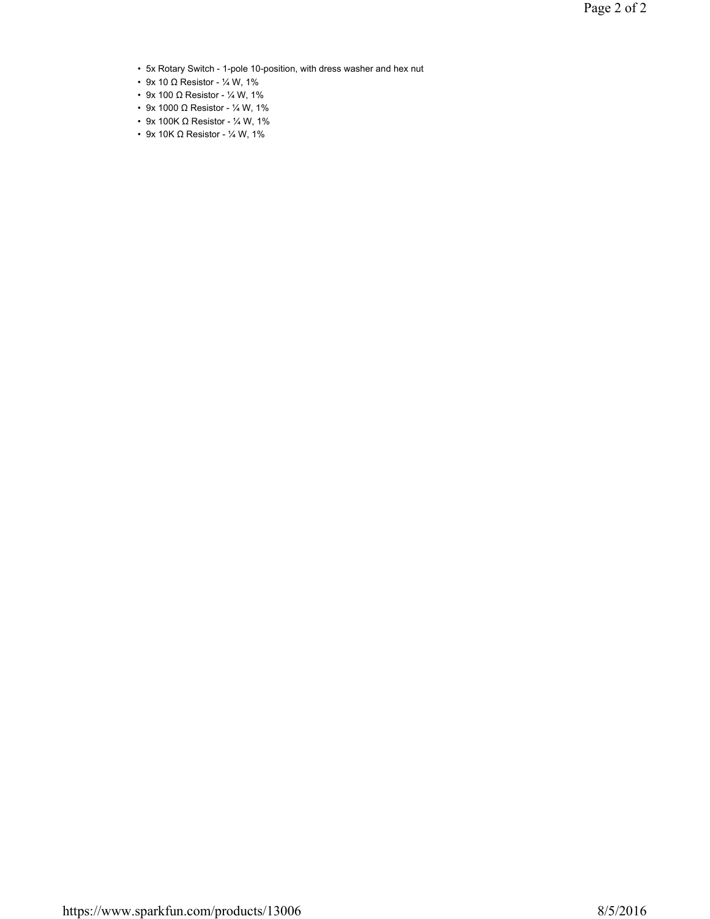- 5x Rotary Switch - 1-pole 10-position, with dress washer and hex nut
- 9x 10 Ω Resistor - ¼ W, 1%
- 9x 100 Ω Resistor - ¼ W, 1%
- 9x 1000 Ω Resistor - ¼ W, 1%
- 9x 100K Ω Resistor - ¼ W, 1%
- 9x 10K Ω Resistor - ¼ W, 1%